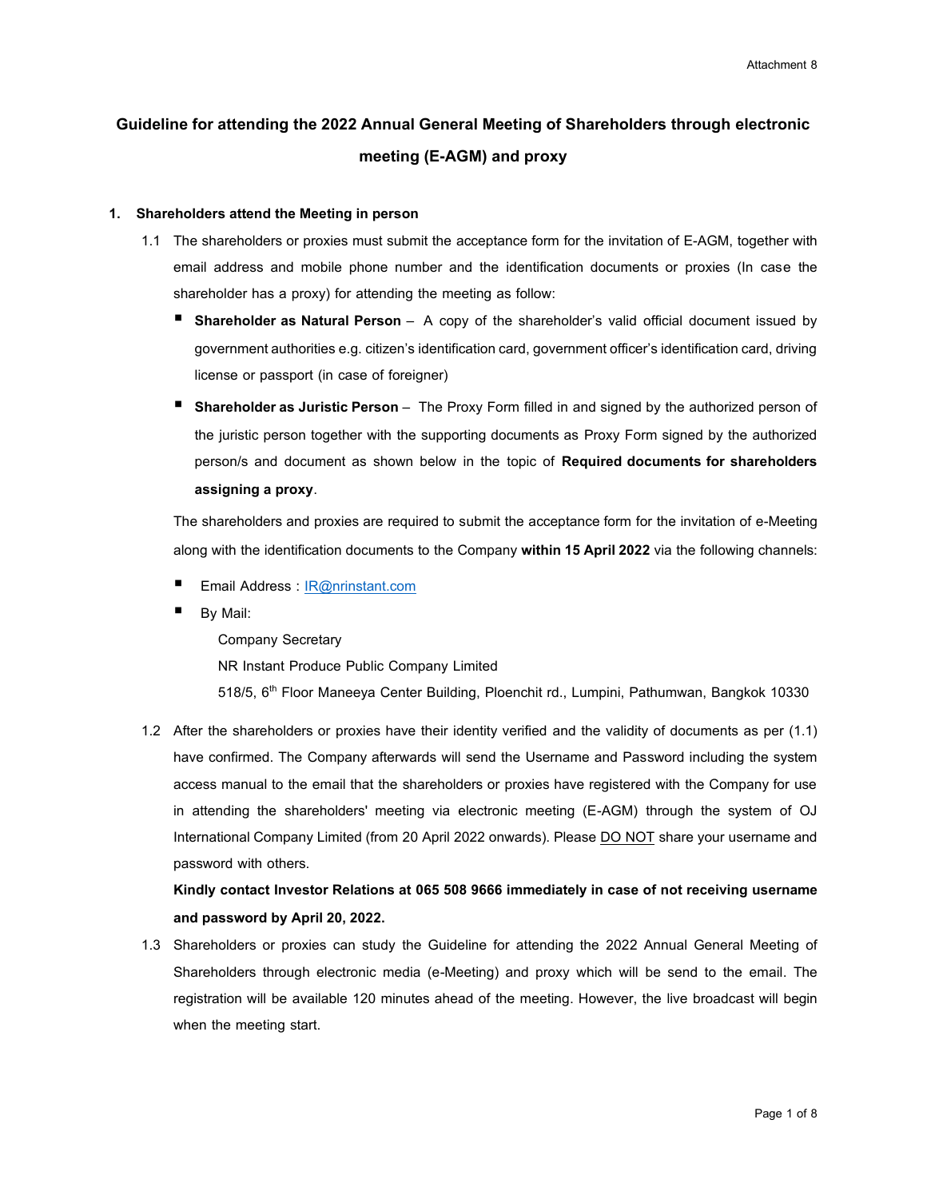Attachment 8

# Guideline for attending the 2022 Annual General Meeting of Shareholders through electronic meeting (E-AGM) and proxy

## 1. Shareholders attend the Meeting in person

1.1 The shareholders or proxies must submit the acceptance form for the invitation of E-AGM, together with email address and mobile phone number and the identification documents or proxies (In case the shareholder has a proxy) for attending the meeting as follow:

- **Shareholder as Natural Person** – A copy of the shareholder's valid official document issued by government authorities e.g. citizen's identification card, government officer's identification card, driving license or passport (in case of foreigner)
- **Shareholder as Juristic Person** – The Proxy Form filled in and signed by the authorized person of the juristic person together with the supporting documents as Proxy Form signed by the authorized person/s and document as shown below in the topic of **Required documents for shareholders assigning a proxy**.

The shareholders and proxies are required to submit the acceptance form for the invitation of e-Meeting along with the identification documents to the Company **within 15 April 2022** via the following channels:

- Email Address : IR@nrinstant.com
- By Mail:

  Company Secretary

  NR Instant Produce Public Company Limited

  518/5, 6th Floor Maneeya Center Building, Ploenchit rd., Lumpini, Pathumwan, Bangkok 10330

1.2 After the shareholders or proxies have their identity verified and the validity of documents as per (1.1) have confirmed. The Company afterwards will send the Username and Password including the system access manual to the email that the shareholders or proxies have registered with the Company for use in attending the shareholders' meeting via electronic meeting (E-AGM) through the system of OJ International Company Limited (from 20 April 2022 onwards). Please DO NOT share your username and password with others.

**Kindly contact Investor Relations at 065 508 9666 immediately in case of not receiving username and password by April 20, 2022.**

1.3 Shareholders or proxies can study the Guideline for attending the 2022 Annual General Meeting of Shareholders through electronic media (e-Meeting) and proxy which will be send to the email. The registration will be available 120 minutes ahead of the meeting. However, the live broadcast will begin when the meeting start.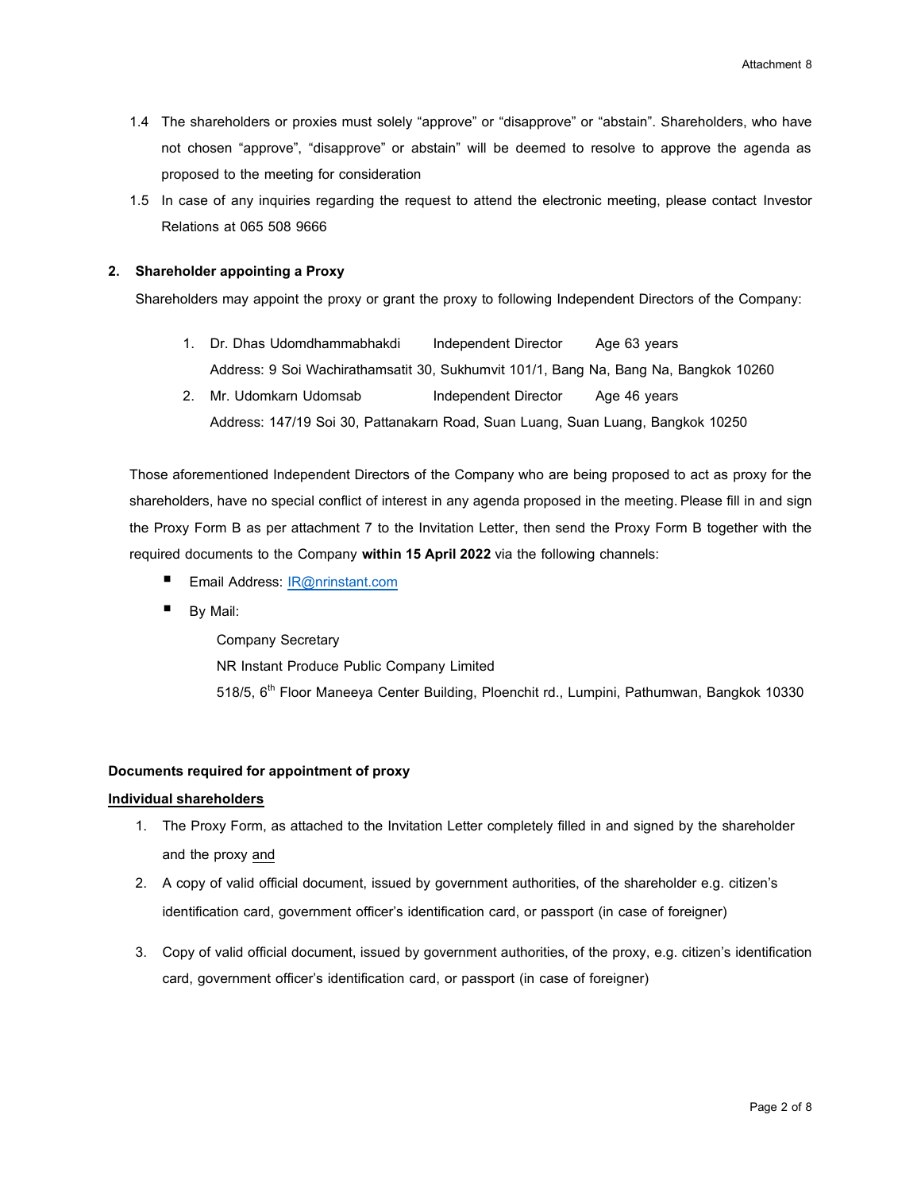1.4 The shareholders or proxies must solely "approve" or "disapprove" or "abstain". Shareholders, who have not chosen "approve", "disapprove" or abstain" will be deemed to resolve to approve the agenda as proposed to the meeting for consideration

1.5 In case of any inquiries regarding the request to attend the electronic meeting, please contact Investor Relations at 065 508 9666

**2. Shareholder appointing a Proxy**

Shareholders may appoint the proxy or grant the proxy to following Independent Directors of the Company:

1. Dr. Dhas Udomdhammabhakdi Independent Director Age 63 years
   Address: 9 Soi Wachirathamsatit 30, Sukhumvit 101/1, Bang Na, Bang Na, Bangkok 10260
2. Mr. Udomkarn Udomsab Independent Director Age 46 years
   Address: 147/19 Soi 30, Pattanakarn Road, Suan Luang, Suan Luang, Bangkok 10250

Those aforementioned Independent Directors of the Company who are being proposed to act as proxy for the shareholders, have no special conflict of interest in any agenda proposed in the meeting. Please fill in and sign the Proxy Form B as per attachment 7 to the Invitation Letter, then send the Proxy Form B together with the required documents to the Company **within 15 April 2022** via the following channels:

- Email Address: IR@nrinstant.com
- By Mail:

  Company Secretary
  NR Instant Produce Public Company Limited
  518/5, 6th Floor Maneeya Center Building, Ploenchit rd., Lumpini, Pathumwan, Bangkok 10330

**Documents required for appointment of proxy**

**Individual shareholders**

1. The Proxy Form, as attached to the Invitation Letter completely filled in and signed by the shareholder and the proxy and
2. A copy of valid official document, issued by government authorities, of the shareholder e.g. citizen's identification card, government officer's identification card, or passport (in case of foreigner)
3. Copy of valid official document, issued by government authorities, of the proxy, e.g. citizen's identification card, government officer's identification card, or passport (in case of foreigner)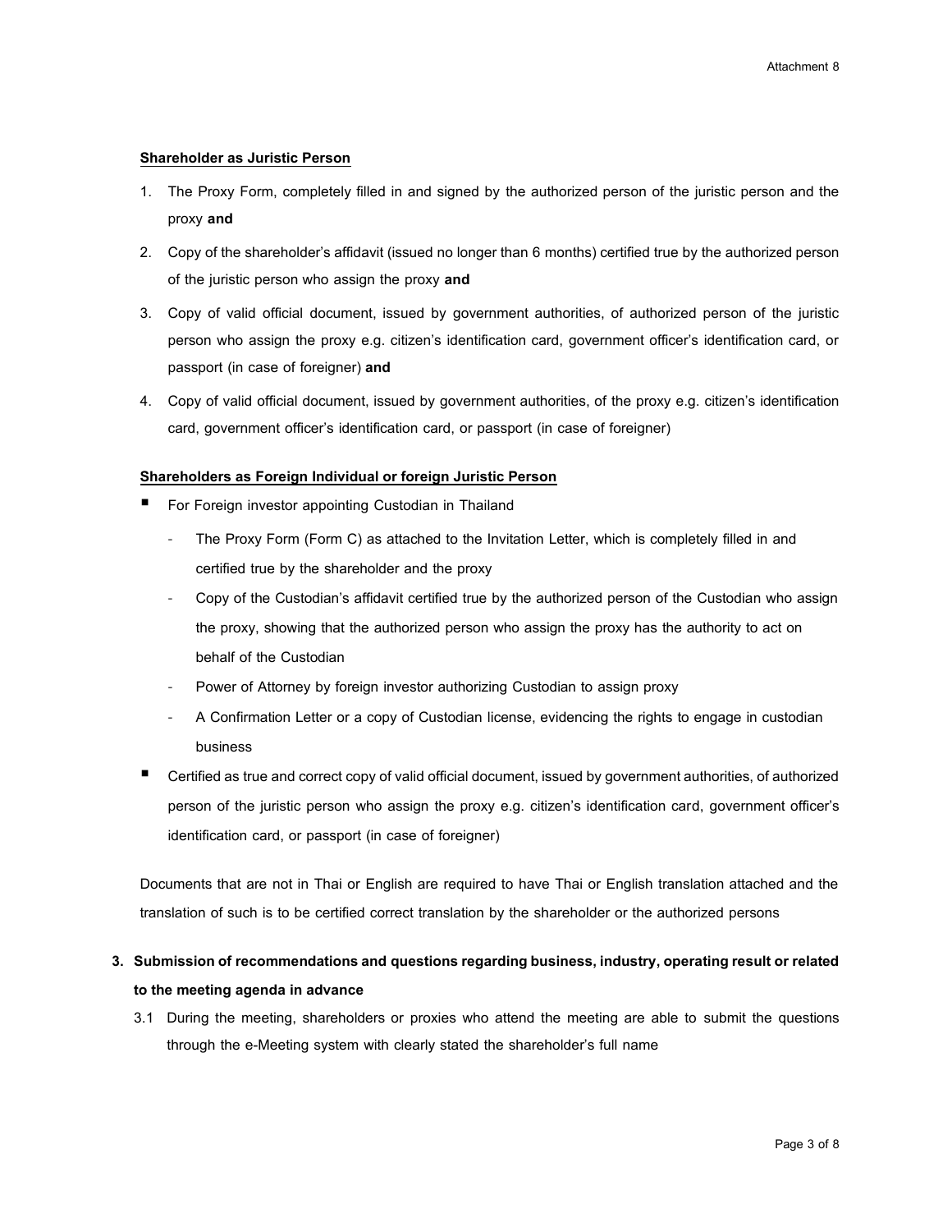**Shareholder as Juristic Person**

1. The Proxy Form, completely filled in and signed by the authorized person of the juristic person and the proxy **and**
2. Copy of the shareholder's affidavit (issued no longer than 6 months) certified true by the authorized person of the juristic person who assign the proxy **and**
3. Copy of valid official document, issued by government authorities, of authorized person of the juristic person who assign the proxy e.g. citizen's identification card, government officer's identification card, or passport (in case of foreigner) **and**
4. Copy of valid official document, issued by government authorities, of the proxy e.g. citizen's identification card, government officer's identification card, or passport (in case of foreigner)

**Shareholders as Foreign Individual or foreign Juristic Person**

- For Foreign investor appointing Custodian in Thailand
  - The Proxy Form (Form C) as attached to the Invitation Letter, which is completely filled in and certified true by the shareholder and the proxy
  - Copy of the Custodian's affidavit certified true by the authorized person of the Custodian who assign the proxy, showing that the authorized person who assign the proxy has the authority to act on behalf of the Custodian
  - Power of Attorney by foreign investor authorizing Custodian to assign proxy
  - A Confirmation Letter or a copy of Custodian license, evidencing the rights to engage in custodian business
- Certified as true and correct copy of valid official document, issued by government authorities, of authorized person of the juristic person who assign the proxy e.g. citizen's identification card, government officer's identification card, or passport (in case of foreigner)

Documents that are not in Thai or English are required to have Thai or English translation attached and the translation of such is to be certified correct translation by the shareholder or the authorized persons

**3. Submission of recommendations and questions regarding business, industry, operating result or related to the meeting agenda in advance**

3.1 During the meeting, shareholders or proxies who attend the meeting are able to submit the questions through the e-Meeting system with clearly stated the shareholder's full name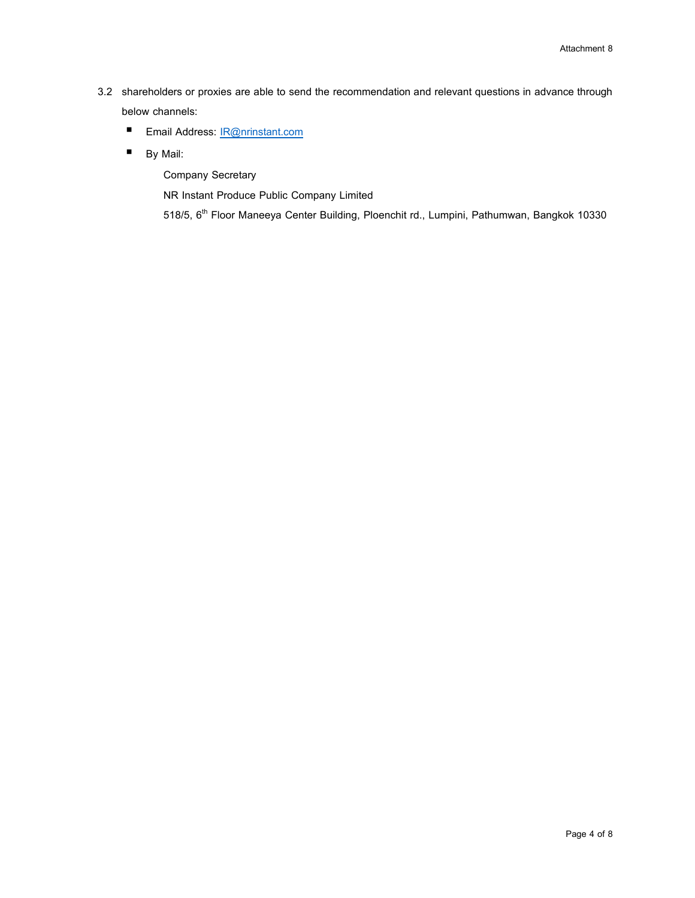3.2 shareholders or proxies are able to send the recommendation and relevant questions in advance through below channels:

- Email Address: IR@nrinstant.com
- By Mail:

  Company Secretary

  NR Instant Produce Public Company Limited

  518/5, 6th Floor Maneeya Center Building, Ploenchit rd., Lumpini, Pathumwan, Bangkok 10330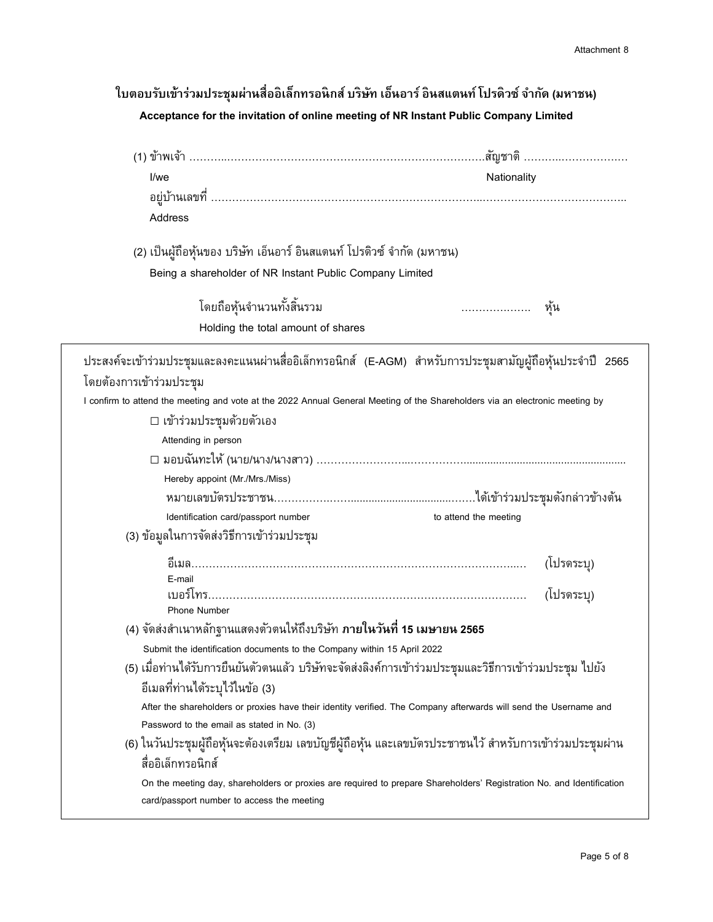Attachment 8

**ใบตอบรับเข้าร่วมประชุมผ่านสื่ออิเล็กทรอนิกส์ บริษัท เอ็นอาร์ อินสแตนท์ โปรดิวซ์ จำกัด (มหาชน)**

**Acceptance for the invitation of online meeting of NR Instant Public Company Limited**

(1) ข้าพเจ้า ………………………………………………………………………………สัญชาติ ……………………………

I/we Nationality

อยู่บ้านเลขที่ …………………………………………………………………………………………………………………

Address

(2) เป็นผู้ถือหุ้นของ บริษัท เอ็นอาร์ อินสแตนท์ โปรดิวซ์ จำกัด (มหาชน)

Being a shareholder of NR Instant Public Company Limited

โดยถือหุ้นจำนวนทั้งสิ้นรวม ………………… หุ้น

Holding the total amount of shares

ประสงค์จะเข้าร่วมประชุมและลงคะแนนผ่านสื่ออิเล็กทรอนิกส์ (E-AGM) สำหรับการประชุมสามัญผู้ถือหุ้นประจำปี 2565 โดยต้องการเข้าร่วมประชุม

I confirm to attend the meeting and vote at the 2022 Annual General Meeting of the Shareholders via an electronic meeting by

□ เข้าร่วมประชุมด้วยตัวเอง

Attending in person

□ มอบฉันทะให้ (นาย/นาง/นางสาว) ……………………………………………………………………………

Hereby appoint (Mr./Mrs./Miss)

หมายเลขบัตรประชาชน……………………………………………ได้เข้าร่วมประชุมดังกล่าวข้างต้น

Identification card/passport number to attend the meeting

(3) ข้อมูลในการจัดส่งวิธีการเข้าร่วมประชุม

อีเมล…………………………………………………………………………………… (โปรดระบุ)

E-mail

เบอร์โทร………………………………………………………………………………… (โปรดระบุ)

Phone Number

(4) จัดส่งสำเนาหลักฐานแสดงตัวตนให้ถึงบริษัท **ภายในวันที่ 15 เมษายน 2565**

Submit the identification documents to the Company within 15 April 2022

(5) เมื่อท่านได้รับการยืนยันตัวตนแล้ว บริษัทจะจัดส่งลิงค์การเข้าร่วมประชุมและวิธีการเข้าร่วมประชุม ไปยังอีเมลที่ท่านได้ระบุไว้ในข้อ (3)

After the shareholders or proxies have their identity verified. The Company afterwards will send the Username and Password to the email as stated in No. (3)

(6) ในวันประชุมผู้ถือหุ้นจะต้องเตรียม เลขบัญชีผู้ถือหุ้น และเลขบัตรประชาชนไว้ สำหรับการเข้าร่วมประชุมผ่านสื่ออิเล็กทรอนิกส์

On the meeting day, shareholders or proxies are required to prepare Shareholders' Registration No. and Identification card/passport number to access the meeting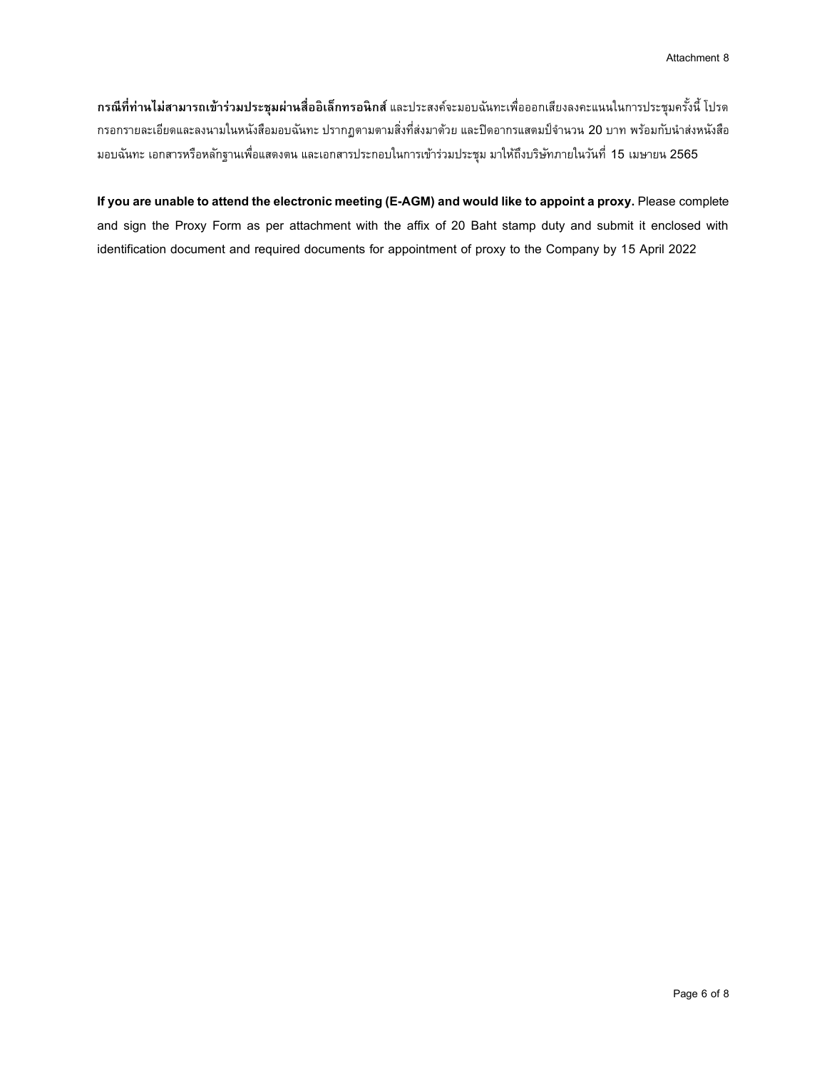Attachment 8

**กรณีที่ท่านไม่สามารถเข้าร่วมประชุมผ่านสื่ออิเล็กทรอนิกส์** และประสงค์จะมอบฉันทะเพื่อออกเสียงลงคะแนนในการประชุมครั้งนี้ โปรดกรอกรายละเอียดและลงนามในหนังสือมอบฉันทะ ปรากฏตามตามสิ่งที่ส่งมาด้วย และปิดอากรแสตมป์จำนวน 20 บาท พร้อมกับนำส่งหนังสือมอบฉันทะ เอกสารหรือหลักฐานเพื่อแสดงตน และเอกสารประกอบในการเข้าร่วมประชุม มาให้ถึงบริษัทภายในวันที่ 15 เมษายน 2565

**If you are unable to attend the electronic meeting (E-AGM) and would like to appoint a proxy.** Please complete and sign the Proxy Form as per attachment with the affix of 20 Baht stamp duty and submit it enclosed with identification document and required documents for appointment of proxy to the Company by 15 April 2022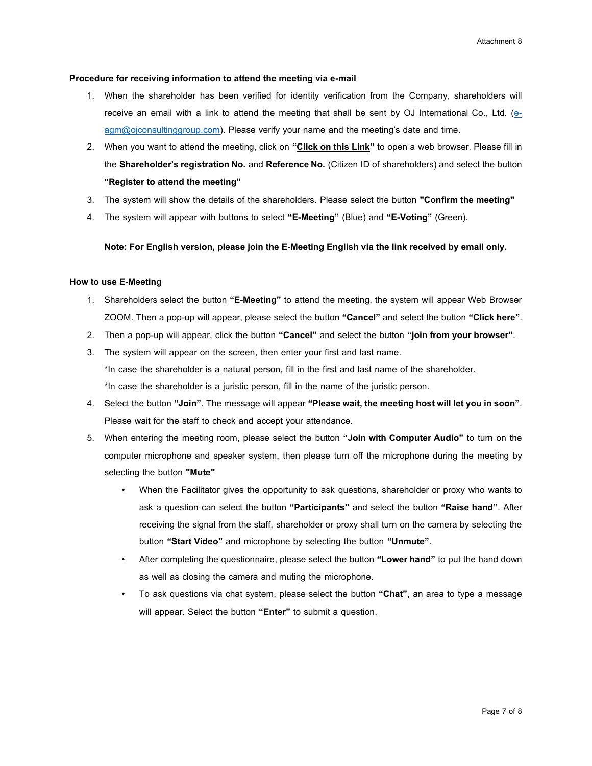**Procedure for receiving information to attend the meeting via e-mail**

1. When the shareholder has been verified for identity verification from the Company, shareholders will receive an email with a link to attend the meeting that shall be sent by OJ International Co., Ltd. (e-agm@ojconsultinggroup.com). Please verify your name and the meeting's date and time.
2. When you want to attend the meeting, click on **"Click on this Link"** to open a web browser. Please fill in the **Shareholder's registration No.** and **Reference No.** (Citizen ID of shareholders) and select the button **"Register to attend the meeting"**
3. The system will show the details of the shareholders. Please select the button **"Confirm the meeting"**
4. The system will appear with buttons to select **"E-Meeting"** (Blue) and **"E-Voting"** (Green).

**Note: For English version, please join the E-Meeting English via the link received by email only.**

**How to use E-Meeting**

1. Shareholders select the button **"E-Meeting"** to attend the meeting, the system will appear Web Browser ZOOM. Then a pop-up will appear, please select the button **"Cancel"** and select the button **"Click here"**.
2. Then a pop-up will appear, click the button **"Cancel"** and select the button **"join from your browser"**.
3. The system will appear on the screen, then enter your first and last name.
   *In case the shareholder is a natural person, fill in the first and last name of the shareholder.
   *In case the shareholder is a juristic person, fill in the name of the juristic person.
4. Select the button **"Join"**. The message will appear **"Please wait, the meeting host will let you in soon"**. Please wait for the staff to check and accept your attendance.
5. When entering the meeting room, please select the button **"Join with Computer Audio"** to turn on the computer microphone and speaker system, then please turn off the microphone during the meeting by selecting the button **"Mute"**
   - When the Facilitator gives the opportunity to ask questions, shareholder or proxy who wants to ask a question can select the button **"Participants"** and select the button **"Raise hand"**. After receiving the signal from the staff, shareholder or proxy shall turn on the camera by selecting the button **"Start Video"** and microphone by selecting the button **"Unmute"**.
   - After completing the questionnaire, please select the button **"Lower hand"** to put the hand down as well as closing the camera and muting the microphone.
   - To ask questions via chat system, please select the button **"Chat"**, an area to type a message will appear. Select the button **"Enter"** to submit a question.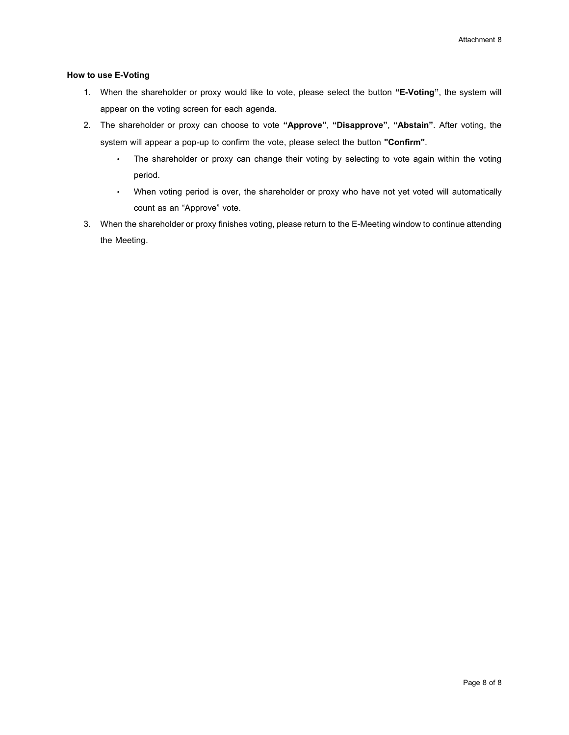**How to use E-Voting**

1. When the shareholder or proxy would like to vote, please select the button **"E-Voting"**, the system will appear on the voting screen for each agenda.
2. The shareholder or proxy can choose to vote **"Approve"**, **"Disapprove"**, **"Abstain"**. After voting, the system will appear a pop-up to confirm the vote, please select the button **"Confirm"**.
    - The shareholder or proxy can change their voting by selecting to vote again within the voting period.
    - When voting period is over, the shareholder or proxy who have not yet voted will automatically count as an "Approve" vote.
3. When the shareholder or proxy finishes voting, please return to the E-Meeting window to continue attending the Meeting.